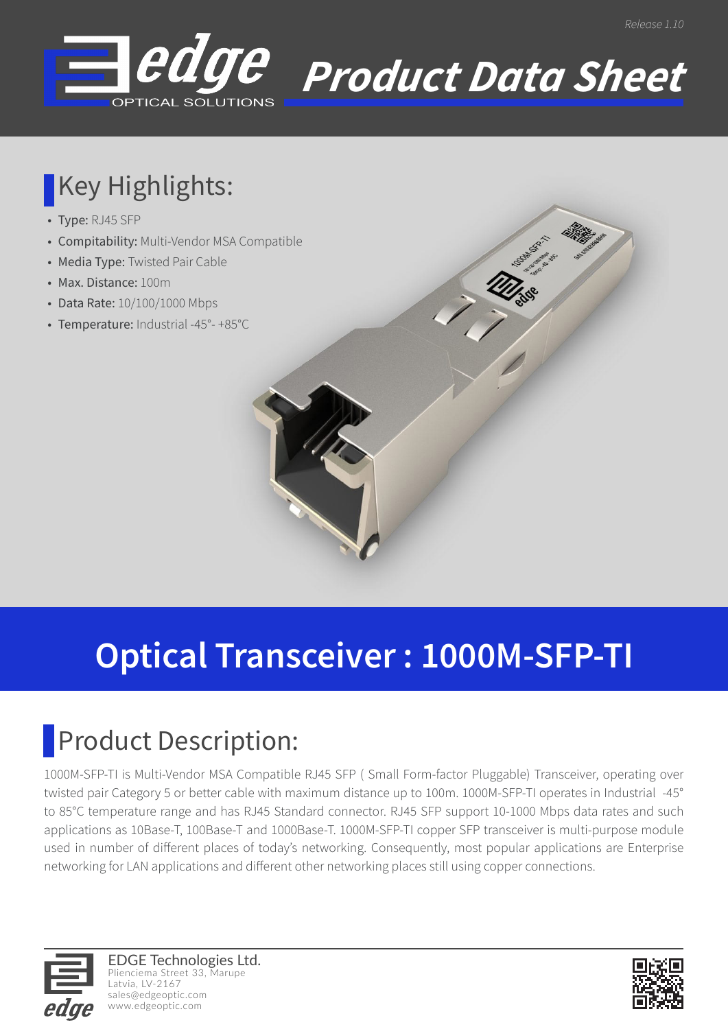Release 1.10

# Product Data Sheet

## Key Highlights:

- **Type:** RJ45 SFP
- **Compitability:** Multi-Vendor MSA Compatible
- **Media Type:** Twisted Pair Cable
- **Max. Distance:** 100m
- **Data Rate:** 10/100/1000 Mbps
- **Temperature:** Industrial -45°- +85°C

# Optical Transceiver : 1000M-SFP-TI

## Product Description:

1000M-SFP-TI is Multi-Vendor MSA Compatible RJ45 SFP ( Small Form-factor Pluggable) Transceiver, operating over twisted pair Category 5 or better cable with maximum distance up to 100m. 1000M-SFP-TI operates in Industrial -45° to 85°C temperature range and has RJ45 Standard connector. RJ45 SFP support 10-1000 Mbps data rates and such applications as 10Base-T, 100Base-T and 1000Base-T. 1000M-SFP-TI copper SFP transceiver is multi-purpose module used in number of different places of today's networking. Consequently, most popular applications are Enterprise networking for LAN applications and different other networking places still using copper connections.

EDGE Technologies Ltd.
Plienciema Street 33, Marupe
Latvia, LV-2167
sales@edgeoptic.com
www.edgeoptic.com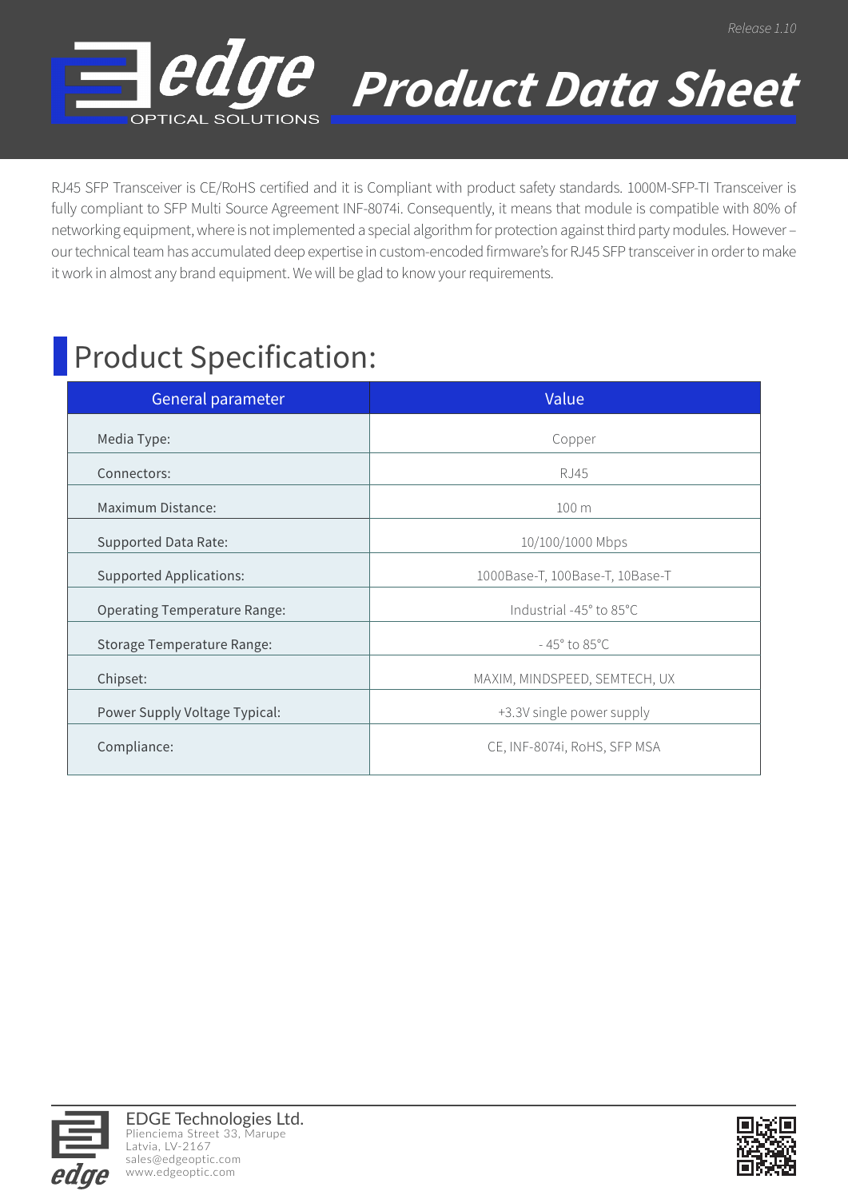RJ45 SFP Transceiver is CE/RoHS certified and it is Compliant with product safety standards. 1000M-SFP-TI Transceiver is fully compliant to SFP Multi Source Agreement INF-8074i. Consequently, it means that module is compatible with 80% of networking equipment, where is not implemented a special algorithm for protection against third party modules. However – our technical team has accumulated deep expertise in custom-encoded firmware's for RJ45 SFP transceiver in order to make it work in almost any brand equipment. We will be glad to know your requirements.

## Product Specification:

| General parameter | Value |
| --- | --- |
| Media Type: | Copper |
| Connectors: | RJ45 |
| Maximum Distance: | 100 m |
| Supported Data Rate: | 10/100/1000 Mbps |
| Supported Applications: | 1000Base-T, 100Base-T, 10Base-T |
| Operating Temperature Range: | Industrial -45° to 85°C |
| Storage Temperature Range: | - 45° to 85°C |
| Chipset: | MAXIM, MINDSPEED, SEMTECH, UX |
| Power Supply Voltage Typical: | +3.3V single power supply |
| Compliance: | CE, INF-8074i, RoHS, SFP MSA |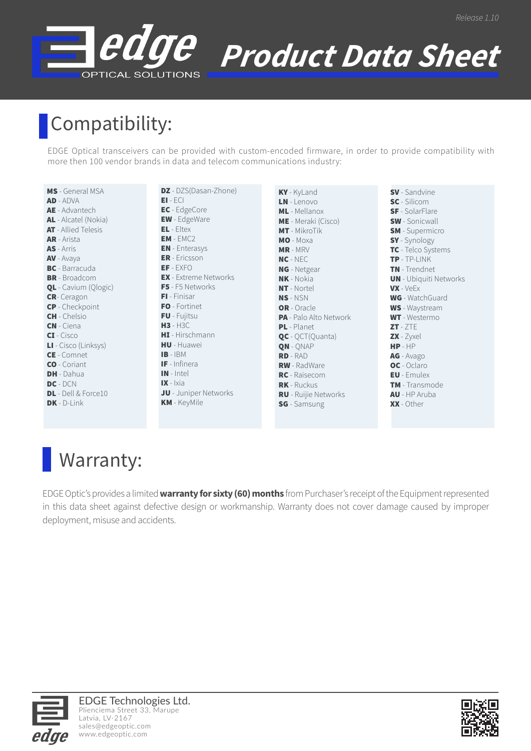# Compatibility:

EDGE Optical transceivers can be provided with custom-encoded firmware, in order to provide compatibility with more then 100 vendor brands in data and telecom communications industry:

**MS** - General MSA
**AD** - ADVA
**AE** - Advantech
**AL** - Alcatel (Nokia)
**AT** - Allied Telesis
**AR** - Arista
**AS** - Arris
**AV** - Avaya
**BC** - Barracuda
**BR** - Broadcom
**QL** - Cavium (Qlogic)
**CR**- Ceragon
**CP** - Checkpoint
**CH** - Chelsio
**CN** - Ciena
**CI** - Cisco
**LI** - Cisco (Linksys)
**CE** - Comnet
**CO** - Coriant
**DH** - Dahua
**DC** - DCN
**DL** - Dell & Force10
**DK** - D-Link

**DZ** - DZS(Dasan-Zhone)
**EI** - ECI
**EC** - EdgeCore
**EW** - EdgeWare
**EL** - Eltex
**EM** - EMC2
**EN** - Enterasys
**ER** - Ericsson
**EF** - EXFO
**EX** - Extreme Networks
**F5** - F5 Networks
**FI** - Finisar
**FO** - Fortinet
**FU** - Fujitsu
**H3** - H3C
**HI** - Hirschmann
**HU** - Huawei
**IB** - IBM
**IF** - Infinera
**IN** - Intel
**IX** - Ixia
**JU** - Juniper Networks
**KM** - KeyMile

**KY** - KyLand
**LN** - Lenovo
**ML** - Mellanox
**ME** - Meraki (Cisco)
**MT** - MikroTik
**MO** - Moxa
**MR** - MRV
**NC** - NEC
**NG** - Netgear
**NK** - Nokia
**NT** - Nortel
**NS** - NSN
**OR** - Oracle
**PA** - Palo Alto Network
**PL** - Planet
**QC** - QCT(Quanta)
**QN** - QNAP
**RD** - RAD
**RW** - RadWare
**RC** - Raisecom
**RK** - Ruckus
**RU** - Ruijie Networks
**SG** - Samsung

**SV** - Sandvine
**SC** - Silicom
**SF** - SolarFlare
**SW** - Sonicwall
**SM** - Supermicro
**SY** - Synology
**TC** - Telco Systems
**TP** - TP-LINK
**TN** - Trendnet
**UN** - Ubiquiti Networks
**VX** - VeEx
**WG** - WatchGuard
**WS** - Waystream
**WT** - Westermo
**ZT** - ZTE
**ZX** - Zyxel
**HP** - HP
**AG** - Avago
**OC** - Oclaro
**EU** - Emulex
**TM** - Transmode
**AU** - HP Aruba
**XX** - Other

# Warranty:

EDGE Optic's provides a limited **warranty for sixty (60) months** from Purchaser's receipt of the Equipment represented in this data sheet against defective design or workmanship. Warranty does not cover damage caused by improper deployment, misuse and accidents.

EDGE Technologies Ltd.
Plienciema Street 33, Marupe
Latvia, LV-2167
sales@edgeoptic.com
www.edgeoptic.com